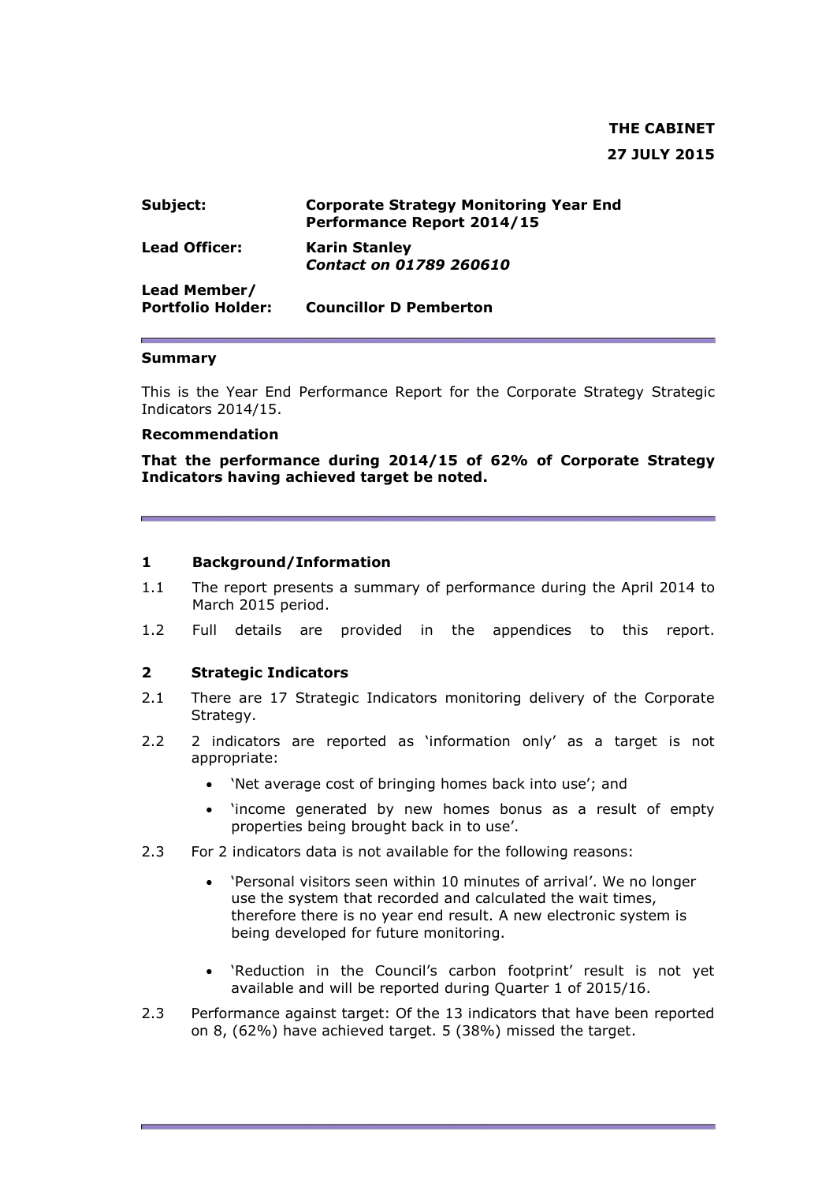**THE CABINET**

**27 JULY 2015**

| | |
|---|---|
| **Subject:** | **Corporate Strategy Monitoring Year End Performance Report 2014/15** |
| **Lead Officer:** | **Karin Stanley** ***Contact on 01789 260610*** |
| **Lead Member/ Portfolio Holder:** | **Councillor D Pemberton** |

**Summary**

This is the Year End Performance Report for the Corporate Strategy Strategic Indicators 2014/15.

**Recommendation**

**That the performance during 2014/15 of 62% of Corporate Strategy Indicators having achieved target be noted.**

## 1 Background/Information

1.1 The report presents a summary of performance during the April 2014 to March 2015 period.

1.2 Full details are provided in the appendices to this report.

## 2 Strategic Indicators

2.1 There are 17 Strategic Indicators monitoring delivery of the Corporate Strategy.

2.2 2 indicators are reported as 'information only' as a target is not appropriate:

- 'Net average cost of bringing homes back into use'; and
- 'income generated by new homes bonus as a result of empty properties being brought back in to use'.

2.3 For 2 indicators data is not available for the following reasons:

- 'Personal visitors seen within 10 minutes of arrival'. We no longer use the system that recorded and calculated the wait times, therefore there is no year end result. A new electronic system is being developed for future monitoring.
- 'Reduction in the Council's carbon footprint' result is not yet available and will be reported during Quarter 1 of 2015/16.

2.3 Performance against target: Of the 13 indicators that have been reported on 8, (62%) have achieved target. 5 (38%) missed the target.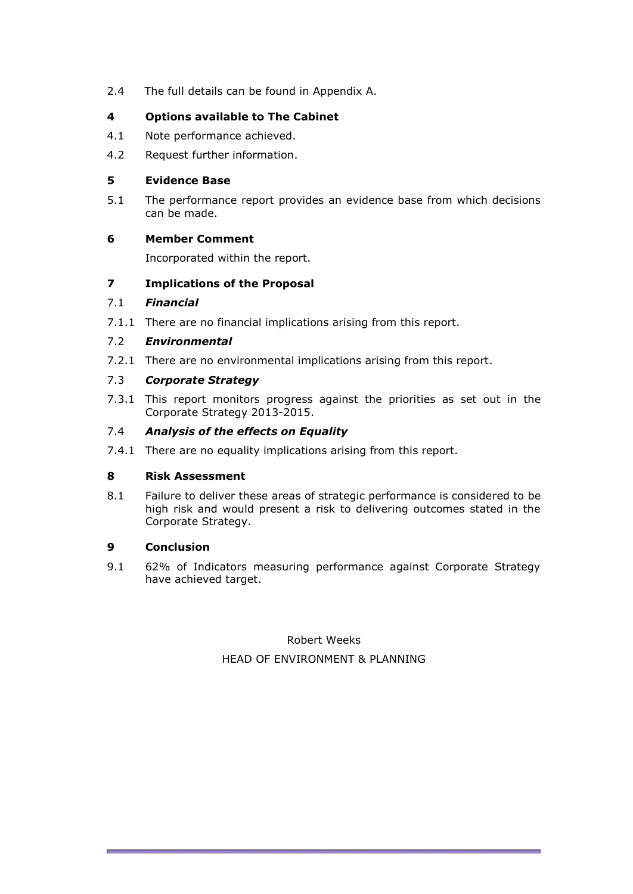2.4 The full details can be found in Appendix A.

## 4 Options available to The Cabinet

4.1 Note performance achieved.

4.2 Request further information.

## 5 Evidence Base

5.1 The performance report provides an evidence base from which decisions can be made.

## 6 Member Comment

Incorporated within the report.

## 7 Implications of the Proposal

### 7.1 *Financial*

7.1.1 There are no financial implications arising from this report.

### 7.2 *Environmental*

7.2.1 There are no environmental implications arising from this report.

### 7.3 *Corporate Strategy*

7.3.1 This report monitors progress against the priorities as set out in the Corporate Strategy 2013-2015.

### 7.4 *Analysis of the effects on Equality*

7.4.1 There are no equality implications arising from this report.

## 8 Risk Assessment

8.1 Failure to deliver these areas of strategic performance is considered to be high risk and would present a risk to delivering outcomes stated in the Corporate Strategy.

## 9 Conclusion

9.1 62% of Indicators measuring performance against Corporate Strategy have achieved target.

Robert Weeks

HEAD OF ENVIRONMENT & PLANNING